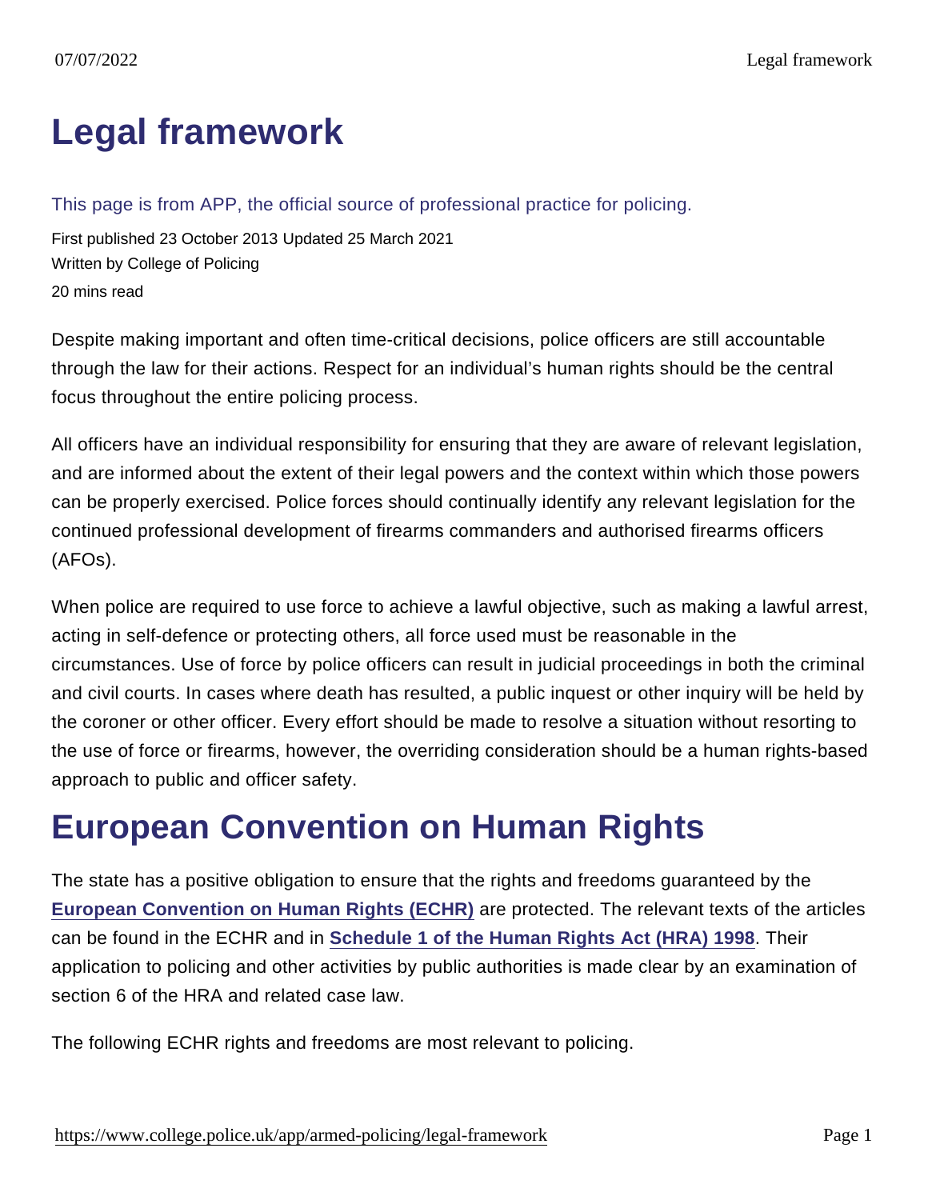# Legal framework

This page is from APP, the official source of professional practice for policing.

First published 23 October 2013 Updated 25 March 2021

Written by College of Policing

20 mins read

Despite making important and often time-critical decisions, police officers are still accountable through the law for their actions. Respect for an individual's human rights should be the central focus throughout the entire policing process.

All officers have an individual responsibility for ensuring that they are aware of relevant legislation, and are informed about the extent of their legal powers and the context within which those powers can be properly exercised. Police forces should continually identify any relevant legislation for the continued professional development of firearms commanders and authorised firearms officers (AFOs).

When police are required to use force to achieve a lawful objective, such as making a lawful arrest, acting in self-defence or protecting others, all force used must be reasonable in the circumstances. Use of force by police officers can result in judicial proceedings in both the criminal and civil courts. In cases where death has resulted, a public inquest or other inquiry will be held by the coroner or other officer. Every effort should be made to resolve a situation without resorting to the use of force or firearms, however, the overriding consideration should be a human rights-based approach to public and officer safety.

## European Convention on Human Rights

The state has a positive obligation to ensure that the rights and freedoms guaranteed by the **European Convention on Human Rights (ECHR)** are protected. The relevant texts of the articles can be found in the ECHR and in **Schedule 1 of the Human Rights Act (HRA) 1998**. Their application to policing and other activities by public authorities is made clear by an examination of section 6 of the HRA and related case law.

The following ECHR rights and freedoms are most relevant to policing.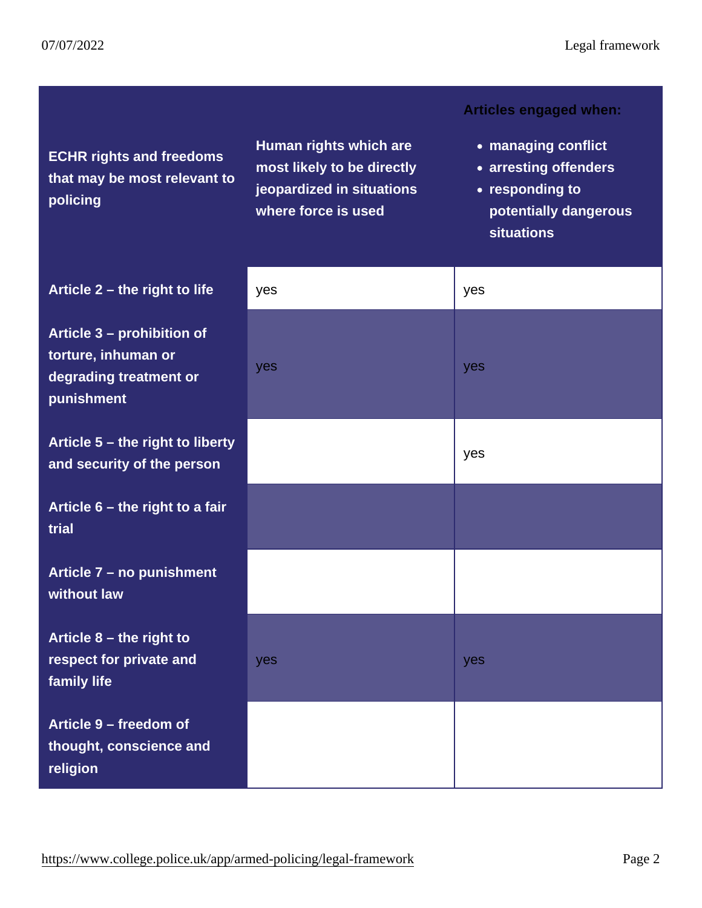| ECHR rights and freedoms that may be most relevant to policing | Human rights which are most likely to be directly jeopardized in situations where force is used | Articles engaged when: <br>• managing conflict <br>• arresting offenders <br>• responding to potentially dangerous situations |
|---|---|---|
| Article 2 – the right to life | yes | yes |
| Article 3 – prohibition of torture, inhuman or degrading treatment or punishment | yes | yes |
| Article 5 – the right to liberty and security of the person | | yes |
| Article 6 – the right to a fair trial | | |
| Article 7 – no punishment without law | | |
| Article 8 – the right to respect for private and family life | yes | yes |
| Article 9 – freedom of thought, conscience and religion | | |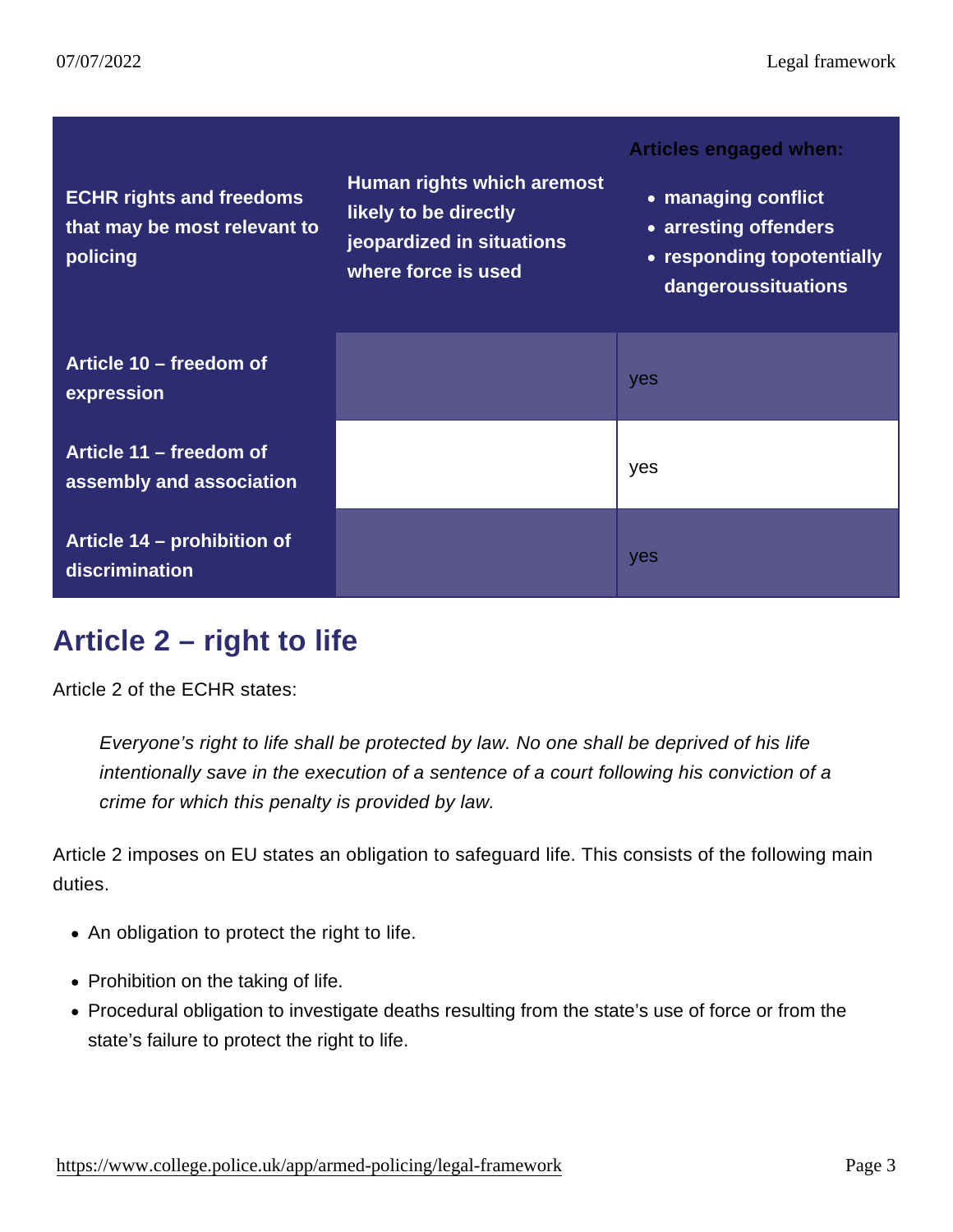| ECHR rights and freedoms that may be most relevant to policing | Human rights which aremost likely to be directly jeopardized in situations where force is used | Articles engaged when: <br>• managing conflict <br>• arresting offenders <br>• responding topotentially dangeroussituations |
|---|---|---|
| Article 10 – freedom of expression | | yes |
| Article 11 – freedom of assembly and association | | yes |
| Article 14 – prohibition of discrimination | | yes |

## Article 2 – right to life

Article 2 of the ECHR states:

> *Everyone's right to life shall be protected by law. No one shall be deprived of his life intentionally save in the execution of a sentence of a court following his conviction of a crime for which this penalty is provided by law.*

Article 2 imposes on EU states an obligation to safeguard life. This consists of the following main duties.

- An obligation to protect the right to life.
- Prohibition on the taking of life.
- Procedural obligation to investigate deaths resulting from the state's use of force or from the state's failure to protect the right to life.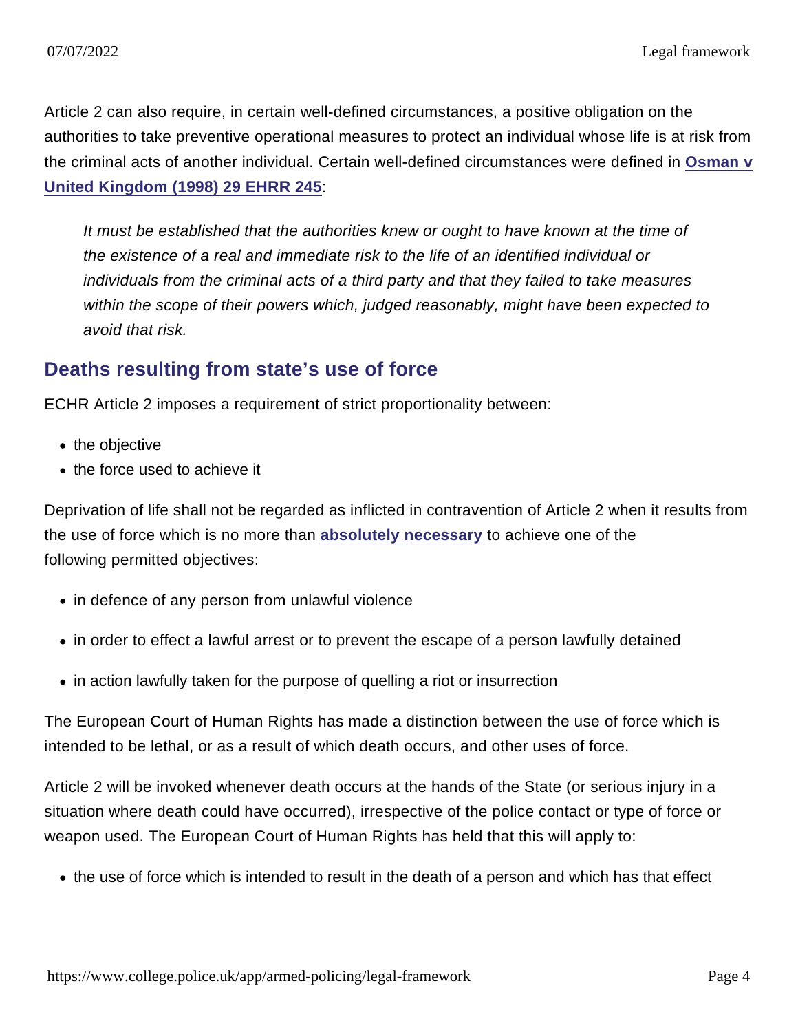Article 2 can also require, in certain well-defined circumstances, a positive obligation on the authorities to take preventive operational measures to protect an individual whose life is at risk from the criminal acts of another individual. Certain well-defined circumstances were defined in [Osman v United Kingdom (1998) 29 EHRR 245](https://www.college.police.uk/app/armed-policing/legal-framework):

> *It must be established that the authorities knew or ought to have known at the time of the existence of a real and immediate risk to the life of an identified individual or individuals from the criminal acts of a third party and that they failed to take measures within the scope of their powers which, judged reasonably, might have been expected to avoid that risk.*

## Deaths resulting from state's use of force

ECHR Article 2 imposes a requirement of strict proportionality between:

- the objective
- the force used to achieve it

Deprivation of life shall not be regarded as inflicted in contravention of Article 2 when it results from the use of force which is no more than **absolutely necessary** to achieve one of the following permitted objectives:

- in defence of any person from unlawful violence
- in order to effect a lawful arrest or to prevent the escape of a person lawfully detained
- in action lawfully taken for the purpose of quelling a riot or insurrection

The European Court of Human Rights has made a distinction between the use of force which is intended to be lethal, or as a result of which death occurs, and other uses of force.

Article 2 will be invoked whenever death occurs at the hands of the State (or serious injury in a situation where death could have occurred), irrespective of the police contact or type of force or weapon used. The European Court of Human Rights has held that this will apply to:

- the use of force which is intended to result in the death of a person and which has that effect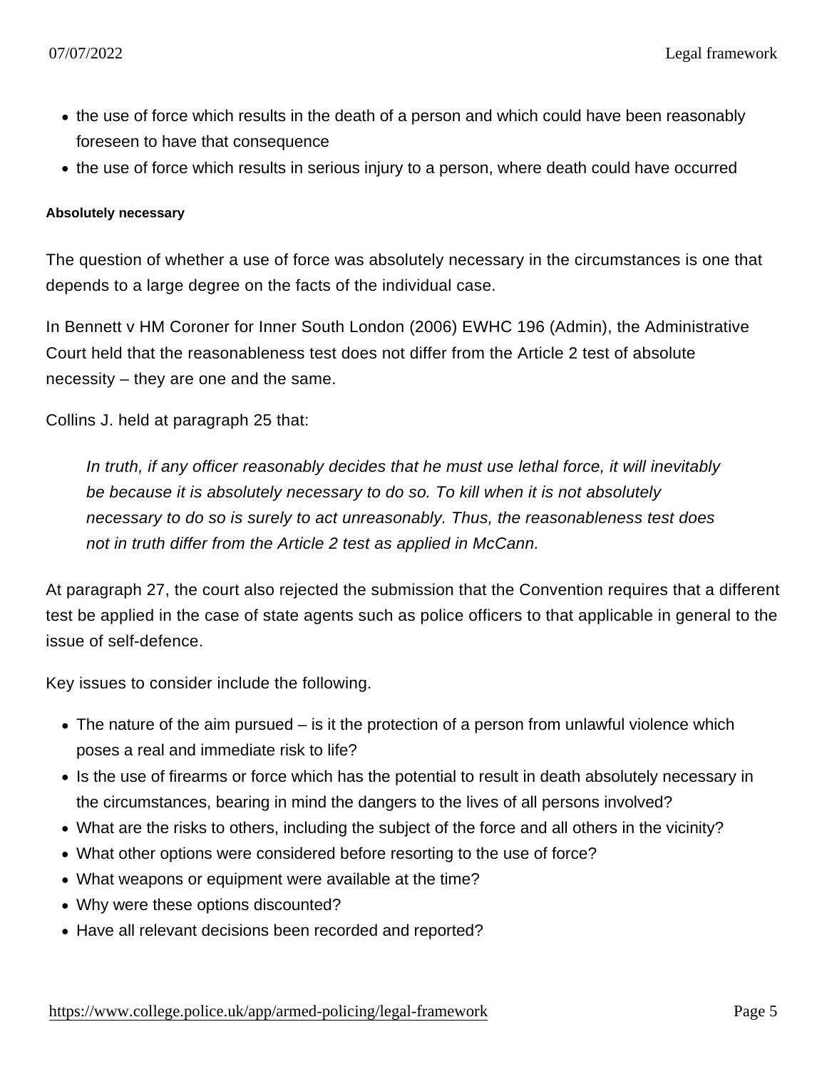- the use of force which results in the death of a person and which could have been reasonably foreseen to have that consequence
- the use of force which results in serious injury to a person, where death could have occurred

#### Absolutely necessary

The question of whether a use of force was absolutely necessary in the circumstances is one that depends to a large degree on the facts of the individual case.

In Bennett v HM Coroner for Inner South London (2006) EWHC 196 (Admin), the Administrative Court held that the reasonableness test does not differ from the Article 2 test of absolute necessity – they are one and the same.

Collins J. held at paragraph 25 that:

> *In truth, if any officer reasonably decides that he must use lethal force, it will inevitably be because it is absolutely necessary to do so. To kill when it is not absolutely necessary to do so is surely to act unreasonably. Thus, the reasonableness test does not in truth differ from the Article 2 test as applied in McCann.*

At paragraph 27, the court also rejected the submission that the Convention requires that a different test be applied in the case of state agents such as police officers to that applicable in general to the issue of self-defence.

Key issues to consider include the following.

- The nature of the aim pursued – is it the protection of a person from unlawful violence which poses a real and immediate risk to life?
- Is the use of firearms or force which has the potential to result in death absolutely necessary in the circumstances, bearing in mind the dangers to the lives of all persons involved?
- What are the risks to others, including the subject of the force and all others in the vicinity?
- What other options were considered before resorting to the use of force?
- What weapons or equipment were available at the time?
- Why were these options discounted?
- Have all relevant decisions been recorded and reported?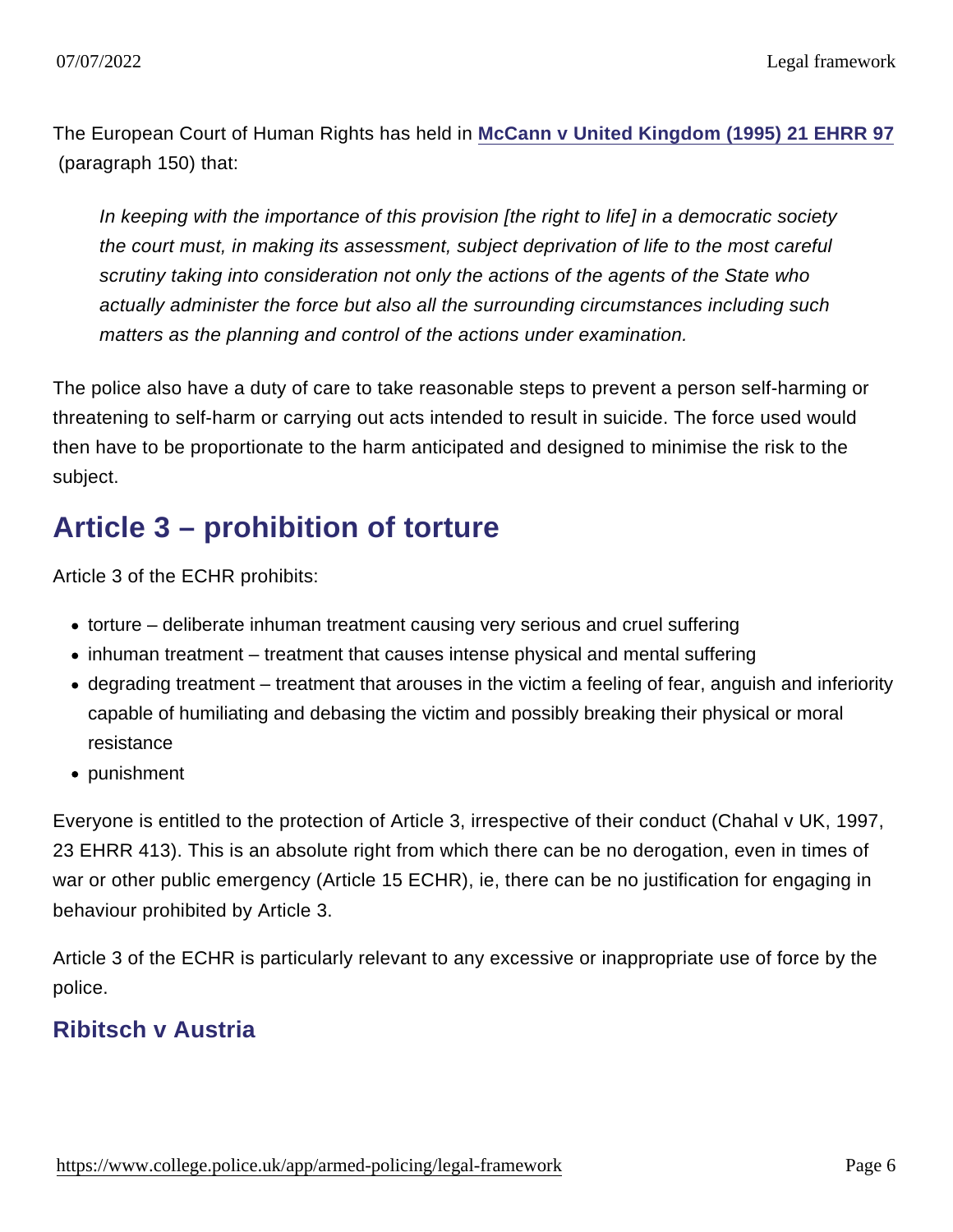The European Court of Human Rights has held in McCann v United Kingdom (1995) 21 EHRR 97 (paragraph 150) that:

> *In keeping with the importance of this provision [the right to life] in a democratic society the court must, in making its assessment, subject deprivation of life to the most careful scrutiny taking into consideration not only the actions of the agents of the State who actually administer the force but also all the surrounding circumstances including such matters as the planning and control of the actions under examination.*

The police also have a duty of care to take reasonable steps to prevent a person self-harming or threatening to self-harm or carrying out acts intended to result in suicide. The force used would then have to be proportionate to the harm anticipated and designed to minimise the risk to the subject.

## Article 3 – prohibition of torture

Article 3 of the ECHR prohibits:

- torture – deliberate inhuman treatment causing very serious and cruel suffering
- inhuman treatment – treatment that causes intense physical and mental suffering
- degrading treatment – treatment that arouses in the victim a feeling of fear, anguish and inferiority capable of humiliating and debasing the victim and possibly breaking their physical or moral resistance
- punishment

Everyone is entitled to the protection of Article 3, irrespective of their conduct (Chahal v UK, 1997, 23 EHRR 413). This is an absolute right from which there can be no derogation, even in times of war or other public emergency (Article 15 ECHR), ie, there can be no justification for engaging in behaviour prohibited by Article 3.

Article 3 of the ECHR is particularly relevant to any excessive or inappropriate use of force by the police.

### Ribitsch v Austria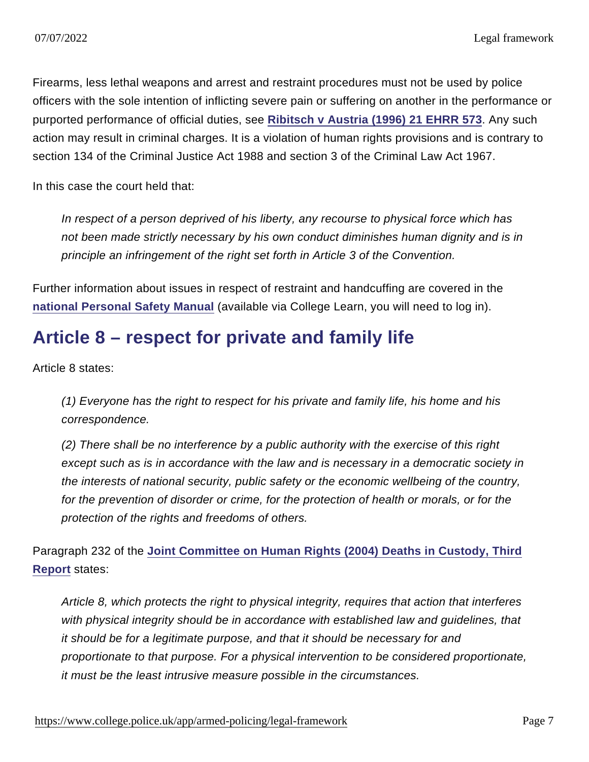Firearms, less lethal weapons and arrest and restraint procedures must not be used by police officers with the sole intention of inflicting severe pain or suffering on another in the performance or purported performance of official duties, see [Ribitsch v Austria (1996) 21 EHRR 573](). Any such action may result in criminal charges. It is a violation of human rights provisions and is contrary to section 134 of the Criminal Justice Act 1988 and section 3 of the Criminal Law Act 1967.

In this case the court held that:

> *In respect of a person deprived of his liberty, any recourse to physical force which has not been made strictly necessary by his own conduct diminishes human dignity and is in principle an infringement of the right set forth in Article 3 of the Convention.*

Further information about issues in respect of restraint and handcuffing are covered in the [national Personal Safety Manual]() (available via College Learn, you will need to log in).

## Article 8 – respect for private and family life

Article 8 states:

> *(1) Everyone has the right to respect for his private and family life, his home and his correspondence.*
>
> *(2) There shall be no interference by a public authority with the exercise of this right except such as is in accordance with the law and is necessary in a democratic society in the interests of national security, public safety or the economic wellbeing of the country, for the prevention of disorder or crime, for the protection of health or morals, or for the protection of the rights and freedoms of others.*

Paragraph 232 of the [Joint Committee on Human Rights (2004) Deaths in Custody, Third Report]() states:

> *Article 8, which protects the right to physical integrity, requires that action that interferes with physical integrity should be in accordance with established law and guidelines, that it should be for a legitimate purpose, and that it should be necessary for and proportionate to that purpose. For a physical intervention to be considered proportionate, it must be the least intrusive measure possible in the circumstances.*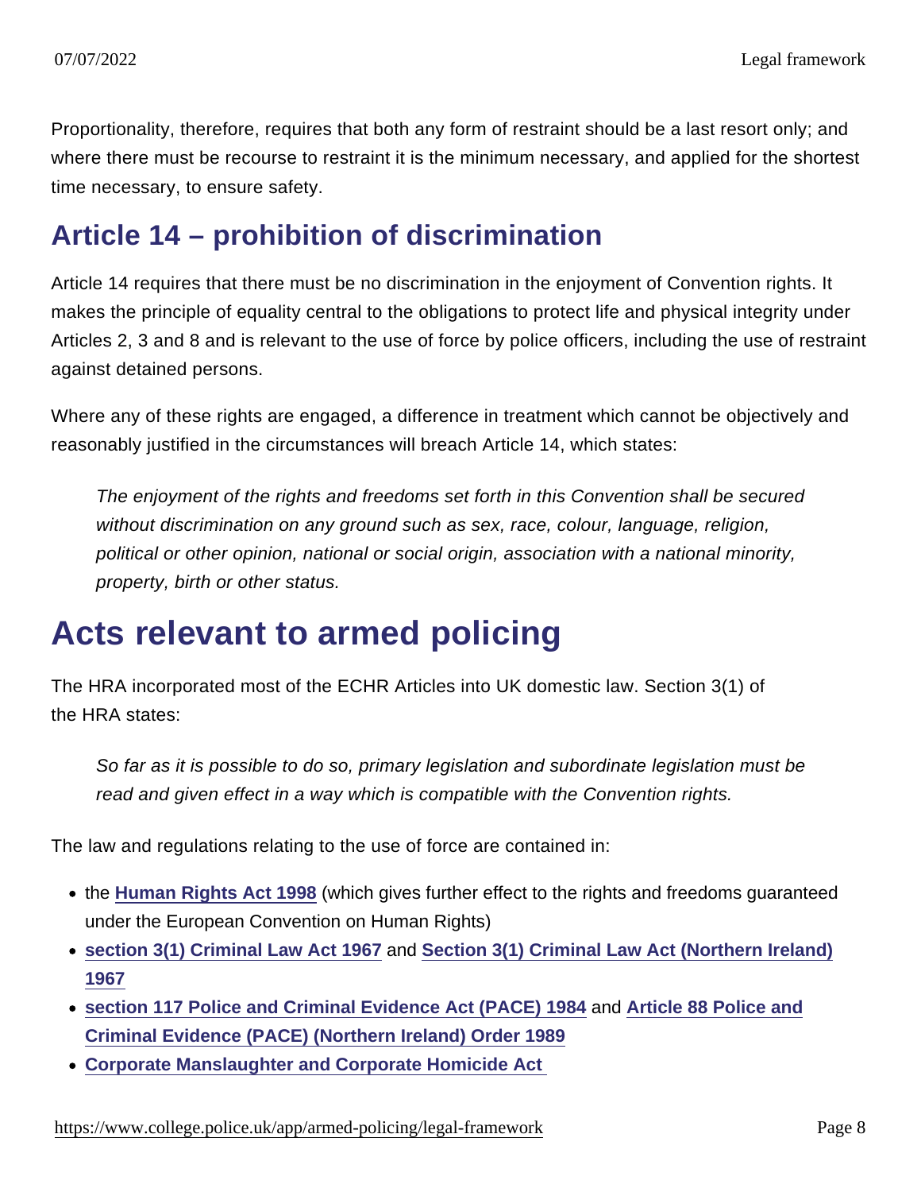Proportionality, therefore, requires that both any form of restraint should be a last resort only; and where there must be recourse to restraint it is the minimum necessary, and applied for the shortest time necessary, to ensure safety.

## Article 14 – prohibition of discrimination

Article 14 requires that there must be no discrimination in the enjoyment of Convention rights. It makes the principle of equality central to the obligations to protect life and physical integrity under Articles 2, 3 and 8 and is relevant to the use of force by police officers, including the use of restraint against detained persons.

Where any of these rights are engaged, a difference in treatment which cannot be objectively and reasonably justified in the circumstances will breach Article 14, which states:

> *The enjoyment of the rights and freedoms set forth in this Convention shall be secured without discrimination on any ground such as sex, race, colour, language, religion, political or other opinion, national or social origin, association with a national minority, property, birth or other status.*

# Acts relevant to armed policing

The HRA incorporated most of the ECHR Articles into UK domestic law. Section 3(1) of the HRA states:

> *So far as it is possible to do so, primary legislation and subordinate legislation must be read and given effect in a way which is compatible with the Convention rights.*

The law and regulations relating to the use of force are contained in:

- the **Human Rights Act 1998** (which gives further effect to the rights and freedoms guaranteed under the European Convention on Human Rights)
- **section 3(1) Criminal Law Act 1967** and **Section 3(1) Criminal Law Act (Northern Ireland) 1967**
- **section 117 Police and Criminal Evidence Act (PACE) 1984** and **Article 88 Police and Criminal Evidence (PACE) (Northern Ireland) Order 1989**
- **Corporate Manslaughter and Corporate Homicide Act**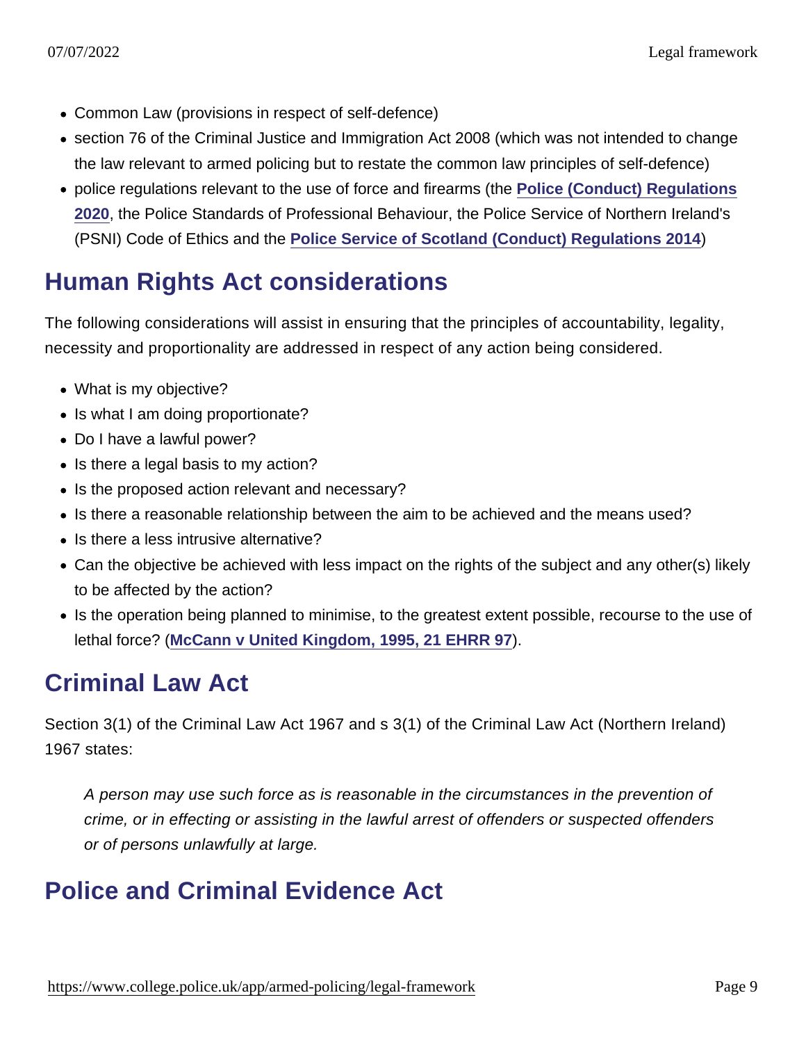- Common Law (provisions in respect of self-defence)
- section 76 of the Criminal Justice and Immigration Act 2008 (which was not intended to change the law relevant to armed policing but to restate the common law principles of self-defence)
- police regulations relevant to the use of force and firearms (the **Police (Conduct) Regulations 2020**, the Police Standards of Professional Behaviour, the Police Service of Northern Ireland's (PSNI) Code of Ethics and the **Police Service of Scotland (Conduct) Regulations 2014**)

## Human Rights Act considerations

The following considerations will assist in ensuring that the principles of accountability, legality, necessity and proportionality are addressed in respect of any action being considered.

- What is my objective?
- Is what I am doing proportionate?
- Do I have a lawful power?
- Is there a legal basis to my action?
- Is the proposed action relevant and necessary?
- Is there a reasonable relationship between the aim to be achieved and the means used?
- Is there a less intrusive alternative?
- Can the objective be achieved with less impact on the rights of the subject and any other(s) likely to be affected by the action?
- Is the operation being planned to minimise, to the greatest extent possible, recourse to the use of lethal force? (**McCann v United Kingdom, 1995, 21 EHRR 97**).

## Criminal Law Act

Section 3(1) of the Criminal Law Act 1967 and s 3(1) of the Criminal Law Act (Northern Ireland) 1967 states:

> *A person may use such force as is reasonable in the circumstances in the prevention of crime, or in effecting or assisting in the lawful arrest of offenders or suspected offenders or of persons unlawfully at large.*

## Police and Criminal Evidence Act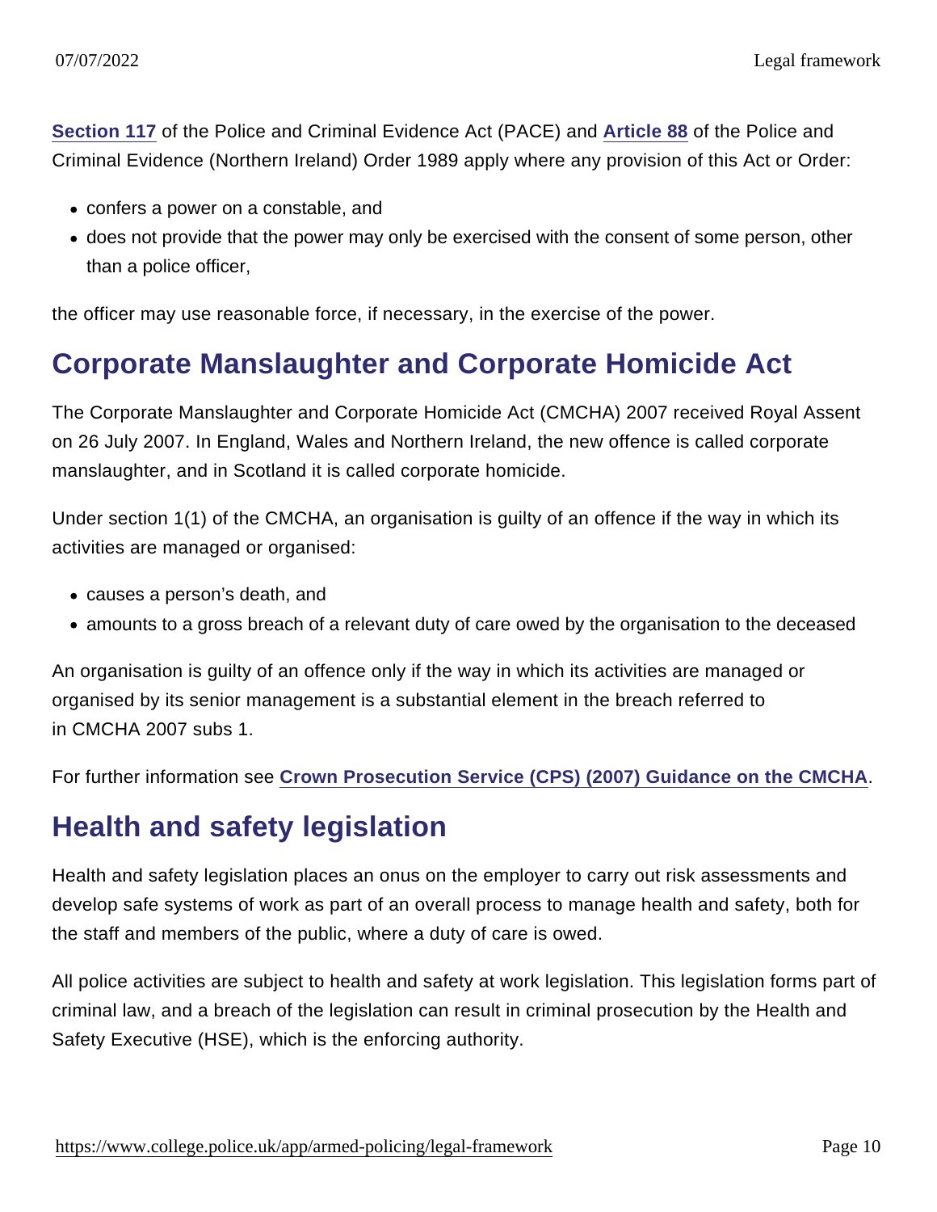Section 117 of the Police and Criminal Evidence Act (PACE) and Article 88 of the Police and Criminal Evidence (Northern Ireland) Order 1989 apply where any provision of this Act or Order:

- confers a power on a constable, and
- does not provide that the power may only be exercised with the consent of some person, other than a police officer,

the officer may use reasonable force, if necessary, in the exercise of the power.

## Corporate Manslaughter and Corporate Homicide Act

The Corporate Manslaughter and Corporate Homicide Act (CMCHA) 2007 received Royal Assent on 26 July 2007. In England, Wales and Northern Ireland, the new offence is called corporate manslaughter, and in Scotland it is called corporate homicide.

Under section 1(1) of the CMCHA, an organisation is guilty of an offence if the way in which its activities are managed or organised:

- causes a person's death, and
- amounts to a gross breach of a relevant duty of care owed by the organisation to the deceased

An organisation is guilty of an offence only if the way in which its activities are managed or organised by its senior management is a substantial element in the breach referred to in CMCHA 2007 subs 1.

For further information see Crown Prosecution Service (CPS) (2007) Guidance on the CMCHA.

## Health and safety legislation

Health and safety legislation places an onus on the employer to carry out risk assessments and develop safe systems of work as part of an overall process to manage health and safety, both for the staff and members of the public, where a duty of care is owed.

All police activities are subject to health and safety at work legislation. This legislation forms part of criminal law, and a breach of the legislation can result in criminal prosecution by the Health and Safety Executive (HSE), which is the enforcing authority.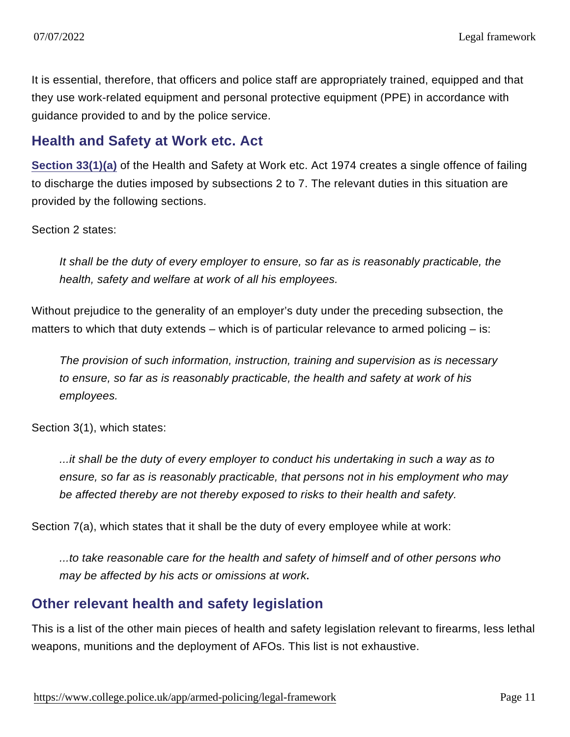It is essential, therefore, that officers and police staff are appropriately trained, equipped and that they use work-related equipment and personal protective equipment (PPE) in accordance with guidance provided to and by the police service.

## Health and Safety at Work etc. Act

**Section 33(1)(a)** of the Health and Safety at Work etc. Act 1974 creates a single offence of failing to discharge the duties imposed by subsections 2 to 7. The relevant duties in this situation are provided by the following sections.

Section 2 states:

> *It shall be the duty of every employer to ensure, so far as is reasonably practicable, the health, safety and welfare at work of all his employees.*

Without prejudice to the generality of an employer's duty under the preceding subsection, the matters to which that duty extends – which is of particular relevance to armed policing – is:

> *The provision of such information, instruction, training and supervision as is necessary to ensure, so far as is reasonably practicable, the health and safety at work of his employees.*

Section 3(1), which states:

> *...it shall be the duty of every employer to conduct his undertaking in such a way as to ensure, so far as is reasonably practicable, that persons not in his employment who may be affected thereby are not thereby exposed to risks to their health and safety.*

Section 7(a), which states that it shall be the duty of every employee while at work:

> *...to take reasonable care for the health and safety of himself and of other persons who may be affected by his acts or omissions at work.*

## Other relevant health and safety legislation

This is a list of the other main pieces of health and safety legislation relevant to firearms, less lethal weapons, munitions and the deployment of AFOs. This list is not exhaustive.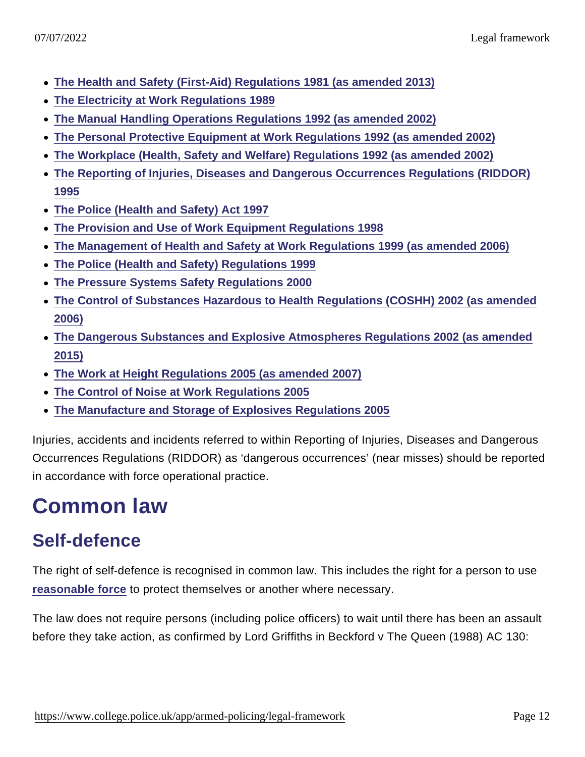- The Health and Safety (First-Aid) Regulations 1981 (as amended 2013)
- The Electricity at Work Regulations 1989
- The Manual Handling Operations Regulations 1992 (as amended 2002)
- The Personal Protective Equipment at Work Regulations 1992 (as amended 2002)
- The Workplace (Health, Safety and Welfare) Regulations 1992 (as amended 2002)
- The Reporting of Injuries, Diseases and Dangerous Occurrences Regulations (RIDDOR) 1995
- The Police (Health and Safety) Act 1997
- The Provision and Use of Work Equipment Regulations 1998
- The Management of Health and Safety at Work Regulations 1999 (as amended 2006)
- The Police (Health and Safety) Regulations 1999
- The Pressure Systems Safety Regulations 2000
- The Control of Substances Hazardous to Health Regulations (COSHH) 2002 (as amended 2006)
- The Dangerous Substances and Explosive Atmospheres Regulations 2002 (as amended 2015)
- The Work at Height Regulations 2005 (as amended 2007)
- The Control of Noise at Work Regulations 2005
- The Manufacture and Storage of Explosives Regulations 2005

Injuries, accidents and incidents referred to within Reporting of Injuries, Diseases and Dangerous Occurrences Regulations (RIDDOR) as 'dangerous occurrences' (near misses) should be reported in accordance with force operational practice.

# Common law

## Self-defence

The right of self-defence is recognised in common law. This includes the right for a person to use reasonable force to protect themselves or another where necessary.

The law does not require persons (including police officers) to wait until there has been an assault before they take action, as confirmed by Lord Griffiths in Beckford v The Queen (1988) AC 130: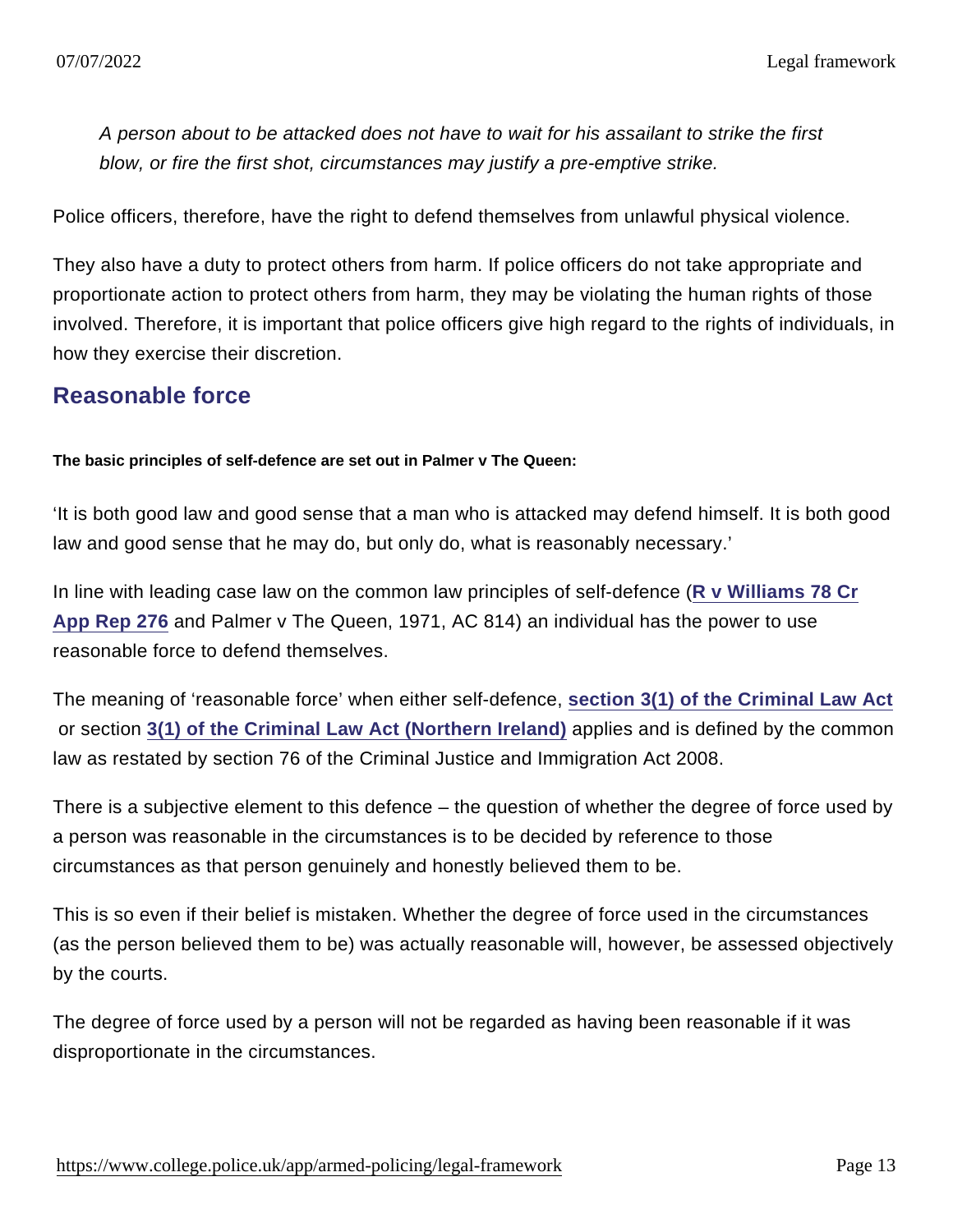> *A person about to be attacked does not have to wait for his assailant to strike the first blow, or fire the first shot, circumstances may justify a pre-emptive strike.*

Police officers, therefore, have the right to defend themselves from unlawful physical violence.

They also have a duty to protect others from harm. If police officers do not take appropriate and proportionate action to protect others from harm, they may be violating the human rights of those involved. Therefore, it is important that police officers give high regard to the rights of individuals, in how they exercise their discretion.

## Reasonable force

**The basic principles of self-defence are set out in Palmer v The Queen:**

'It is both good law and good sense that a man who is attacked may defend himself. It is both good law and good sense that he may do, but only do, what is reasonably necessary.'

In line with leading case law on the common law principles of self-defence (R v Williams 78 Cr App Rep 276 and Palmer v The Queen, 1971, AC 814) an individual has the power to use reasonable force to defend themselves.

The meaning of 'reasonable force' when either self-defence, section 3(1) of the Criminal Law Act or section 3(1) of the Criminal Law Act (Northern Ireland) applies and is defined by the common law as restated by section 76 of the Criminal Justice and Immigration Act 2008.

There is a subjective element to this defence – the question of whether the degree of force used by a person was reasonable in the circumstances is to be decided by reference to those circumstances as that person genuinely and honestly believed them to be.

This is so even if their belief is mistaken. Whether the degree of force used in the circumstances (as the person believed them to be) was actually reasonable will, however, be assessed objectively by the courts.

The degree of force used by a person will not be regarded as having been reasonable if it was disproportionate in the circumstances.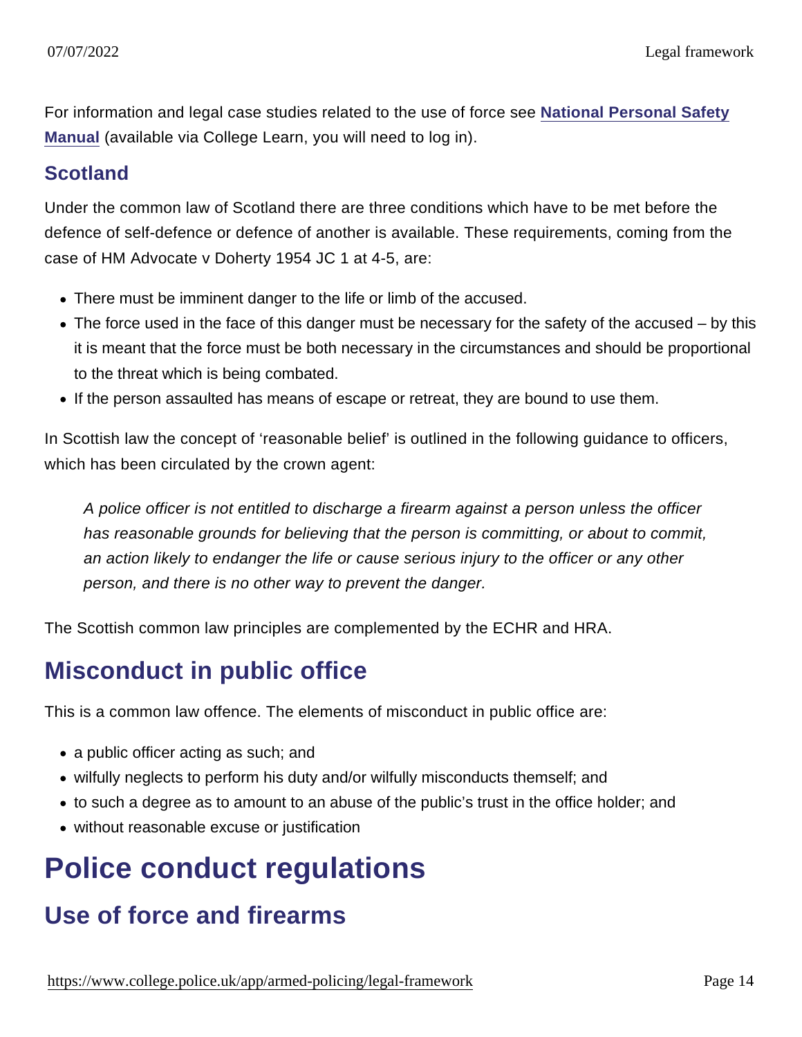For information and legal case studies related to the use of force see [National Personal Safety Manual](National Personal Safety Manual) (available via College Learn, you will need to log in).

### Scotland

Under the common law of Scotland there are three conditions which have to be met before the defence of self-defence or defence of another is available. These requirements, coming from the case of HM Advocate v Doherty 1954 JC 1 at 4-5, are:

- There must be imminent danger to the life or limb of the accused.
- The force used in the face of this danger must be necessary for the safety of the accused – by this it is meant that the force must be both necessary in the circumstances and should be proportional to the threat which is being combated.
- If the person assaulted has means of escape or retreat, they are bound to use them.

In Scottish law the concept of 'reasonable belief' is outlined in the following guidance to officers, which has been circulated by the crown agent:

> *A police officer is not entitled to discharge a firearm against a person unless the officer has reasonable grounds for believing that the person is committing, or about to commit, an action likely to endanger the life or cause serious injury to the officer or any other person, and there is no other way to prevent the danger.*

The Scottish common law principles are complemented by the ECHR and HRA.

## Misconduct in public office

This is a common law offence. The elements of misconduct in public office are:

- a public officer acting as such; and
- wilfully neglects to perform his duty and/or wilfully misconducts themself; and
- to such a degree as to amount to an abuse of the public's trust in the office holder; and
- without reasonable excuse or justification

# Police conduct regulations

## Use of force and firearms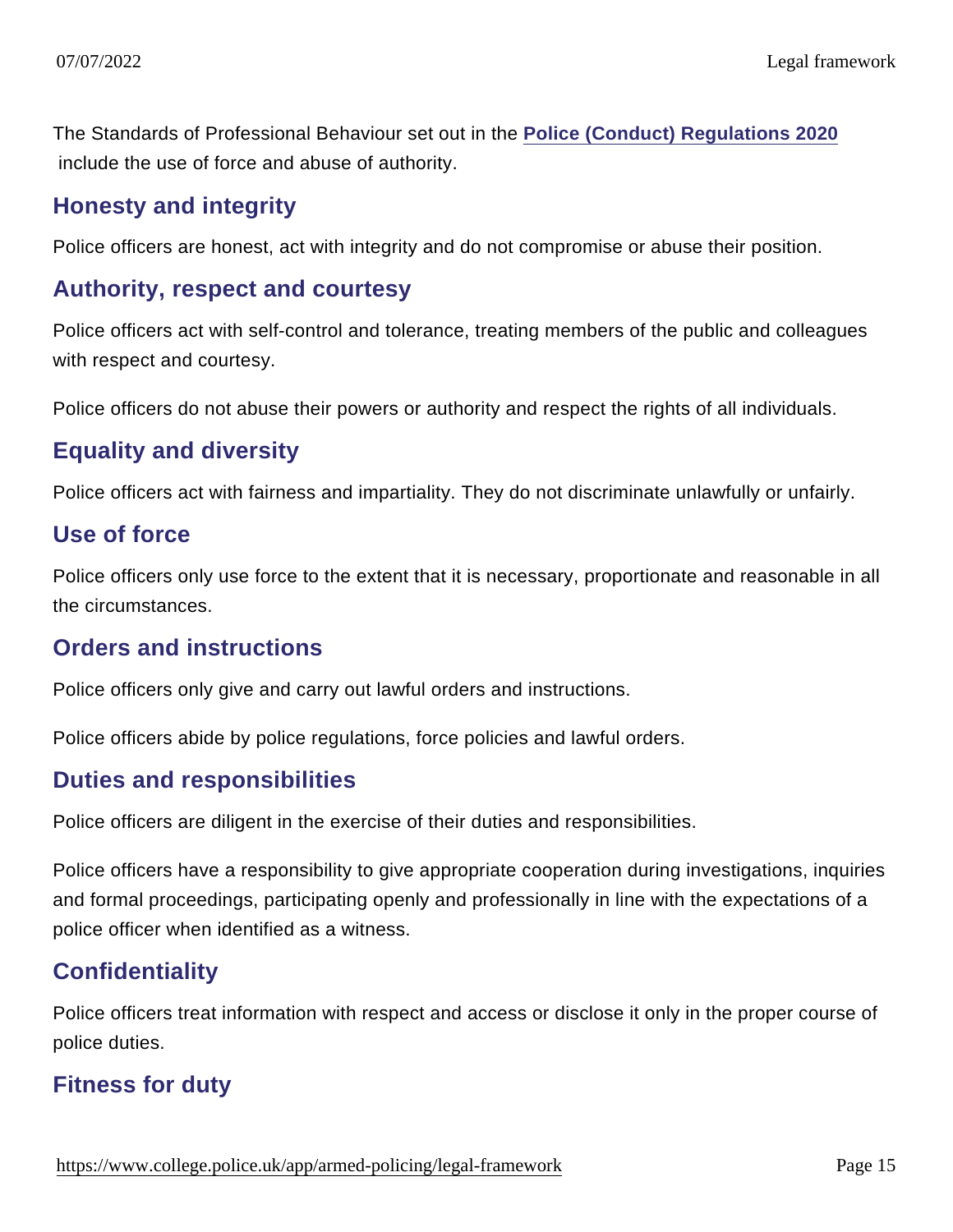The Standards of Professional Behaviour set out in the **Police (Conduct) Regulations 2020** include the use of force and abuse of authority.

### Honesty and integrity

Police officers are honest, act with integrity and do not compromise or abuse their position.

### Authority, respect and courtesy

Police officers act with self-control and tolerance, treating members of the public and colleagues with respect and courtesy.

Police officers do not abuse their powers or authority and respect the rights of all individuals.

### Equality and diversity

Police officers act with fairness and impartiality. They do not discriminate unlawfully or unfairly.

### Use of force

Police officers only use force to the extent that it is necessary, proportionate and reasonable in all the circumstances.

### Orders and instructions

Police officers only give and carry out lawful orders and instructions.

Police officers abide by police regulations, force policies and lawful orders.

### Duties and responsibilities

Police officers are diligent in the exercise of their duties and responsibilities.

Police officers have a responsibility to give appropriate cooperation during investigations, inquiries and formal proceedings, participating openly and professionally in line with the expectations of a police officer when identified as a witness.

### Confidentiality

Police officers treat information with respect and access or disclose it only in the proper course of police duties.

### Fitness for duty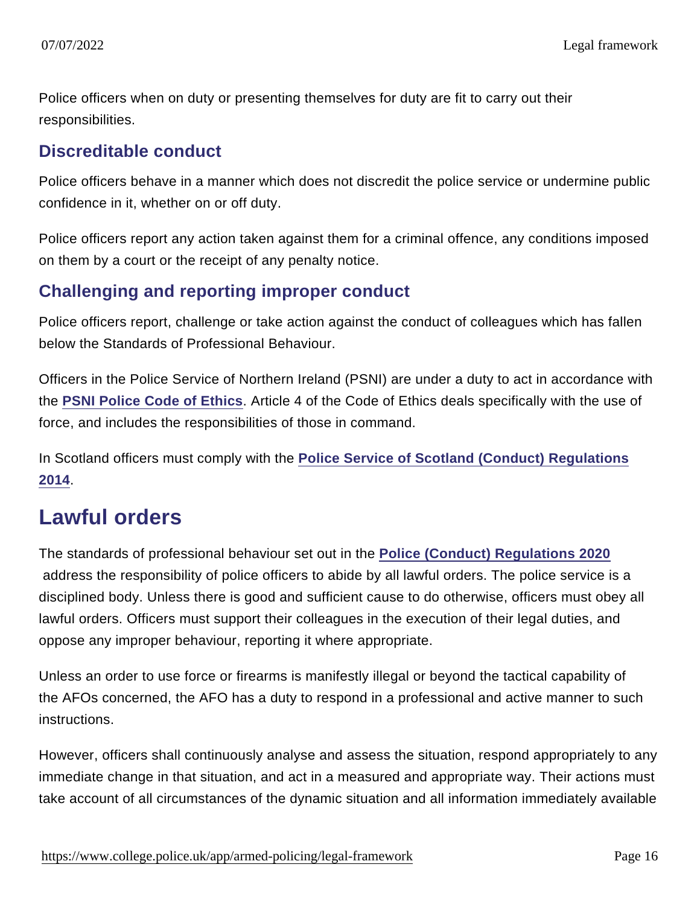Police officers when on duty or presenting themselves for duty are fit to carry out their responsibilities.

### Discreditable conduct

Police officers behave in a manner which does not discredit the police service or undermine public confidence in it, whether on or off duty.

Police officers report any action taken against them for a criminal offence, any conditions imposed on them by a court or the receipt of any penalty notice.

### Challenging and reporting improper conduct

Police officers report, challenge or take action against the conduct of colleagues which has fallen below the Standards of Professional Behaviour.

Officers in the Police Service of Northern Ireland (PSNI) are under a duty to act in accordance with the **PSNI Police Code of Ethics**. Article 4 of the Code of Ethics deals specifically with the use of force, and includes the responsibilities of those in command.

In Scotland officers must comply with the **Police Service of Scotland (Conduct) Regulations 2014**.

## Lawful orders

The standards of professional behaviour set out in the **Police (Conduct) Regulations 2020** address the responsibility of police officers to abide by all lawful orders. The police service is a disciplined body. Unless there is good and sufficient cause to do otherwise, officers must obey all lawful orders. Officers must support their colleagues in the execution of their legal duties, and oppose any improper behaviour, reporting it where appropriate.

Unless an order to use force or firearms is manifestly illegal or beyond the tactical capability of the AFOs concerned, the AFO has a duty to respond in a professional and active manner to such instructions.

However, officers shall continuously analyse and assess the situation, respond appropriately to any immediate change in that situation, and act in a measured and appropriate way. Their actions must take account of all circumstances of the dynamic situation and all information immediately available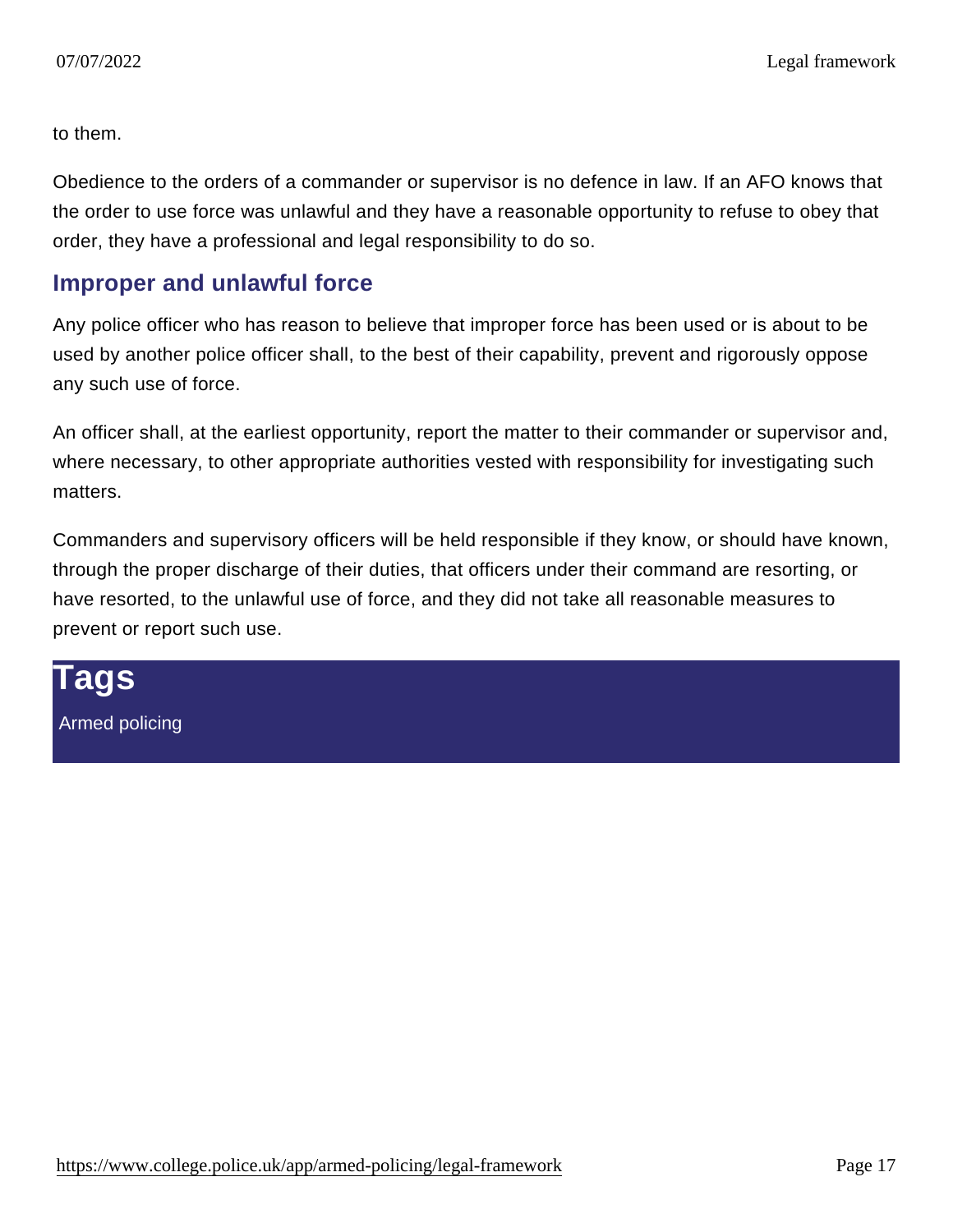to them.

Obedience to the orders of a commander or supervisor is no defence in law. If an AFO knows that the order to use force was unlawful and they have a reasonable opportunity to refuse to obey that order, they have a professional and legal responsibility to do so.

## Improper and unlawful force

Any police officer who has reason to believe that improper force has been used or is about to be used by another police officer shall, to the best of their capability, prevent and rigorously oppose any such use of force.

An officer shall, at the earliest opportunity, report the matter to their commander or supervisor and, where necessary, to other appropriate authorities vested with responsibility for investigating such matters.

Commanders and supervisory officers will be held responsible if they know, or should have known, through the proper discharge of their duties, that officers under their command are resorting, or have resorted, to the unlawful use of force, and they did not take all reasonable measures to prevent or report such use.

# Tags

Armed policing